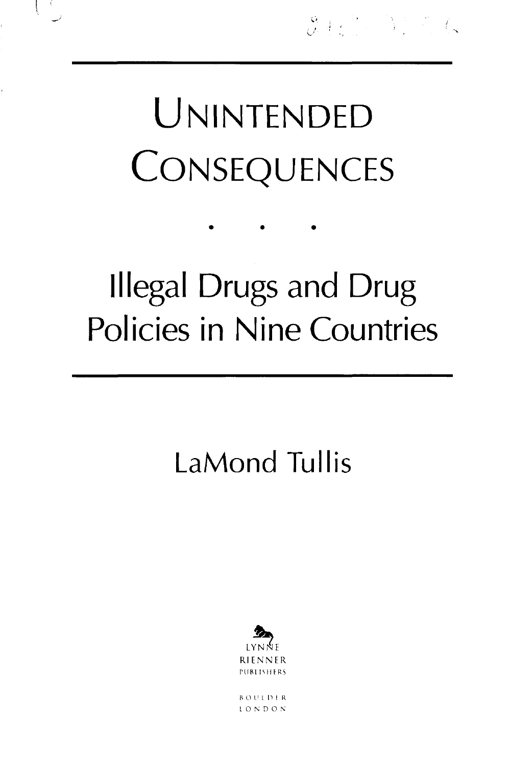# Unintended Consequences

• • •

## Illegal Drugs and Drug Policies in Nine Countries

LaMond Tullis

Lynne Rienner Publishers

Boulder
London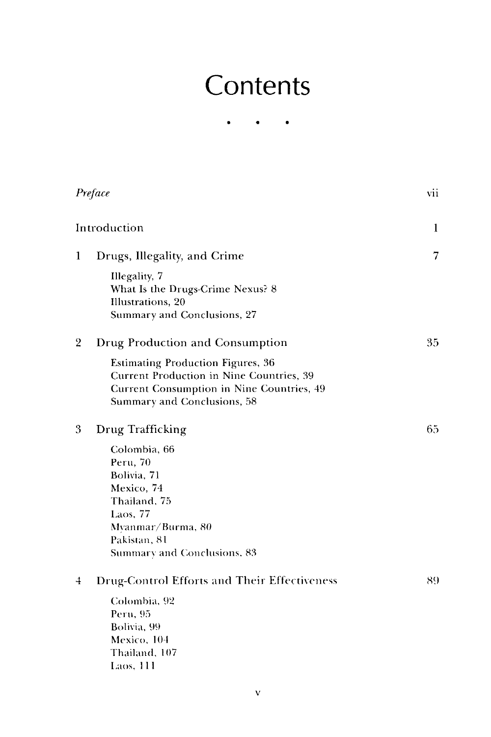# Contents

*Preface* vii

Introduction 1

1 Drugs, Illegality, and Crime 7

- Illegality, 7
- What Is the Drugs-Crime Nexus? 8
- Illustrations, 20
- Summary and Conclusions, 27

2 Drug Production and Consumption 35

- Estimating Production Figures, 36
- Current Production in Nine Countries, 39
- Current Consumption in Nine Countries, 49
- Summary and Conclusions, 58

3 Drug Trafficking 65

- Colombia, 66
- Peru, 70
- Bolivia, 71
- Mexico, 74
- Thailand, 75
- Laos, 77
- Myanmar/Burma, 80
- Pakistan, 81
- Summary and Conclusions, 83

4 Drug-Control Efforts and Their Effectiveness 89

- Colombia, 92
- Peru, 95
- Bolivia, 99
- Mexico, 104
- Thailand, 107
- Laos, 111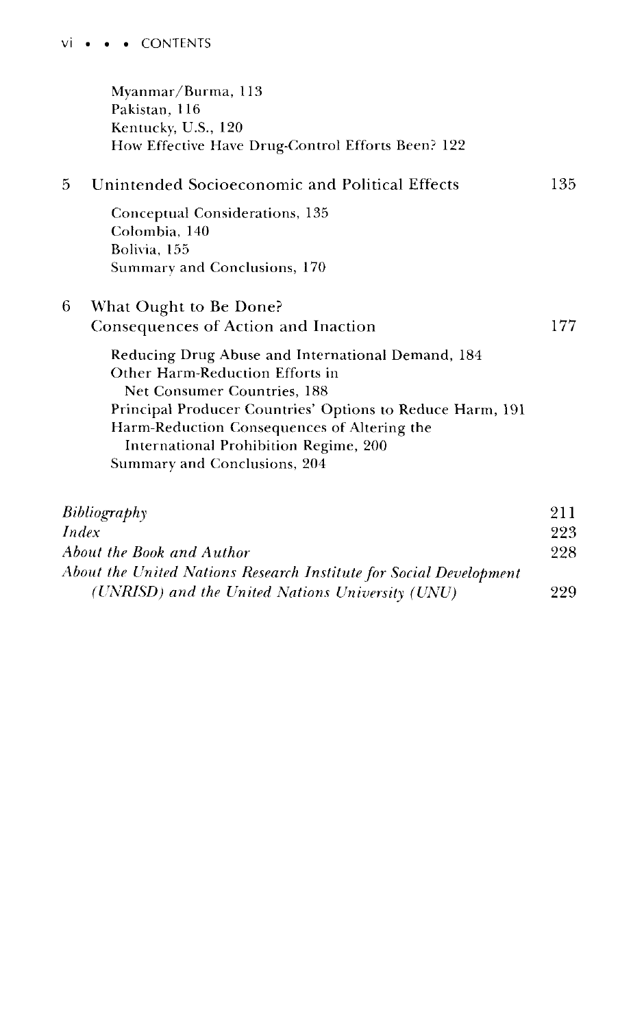Myanmar/Burma, 113
Pakistan, 116
Kentucky, U.S., 120
How Effective Have Drug-Control Efforts Been? 122

5 Unintended Socioeconomic and Political Effects 135

Conceptual Considerations, 135
Colombia, 140
Bolivia, 155
Summary and Conclusions, 170

6 What Ought to Be Done? Consequences of Action and Inaction 177

Reducing Drug Abuse and International Demand, 184
Other Harm-Reduction Efforts in Net Consumer Countries, 188
Principal Producer Countries' Options to Reduce Harm, 191
Harm-Reduction Consequences of Altering the International Prohibition Regime, 200
Summary and Conclusions, 204

*Bibliography* 211
*Index* 223
*About the Book and Author* 228
*About the United Nations Research Institute for Social Development (UNRISD) and the United Nations University (UNU)* 229